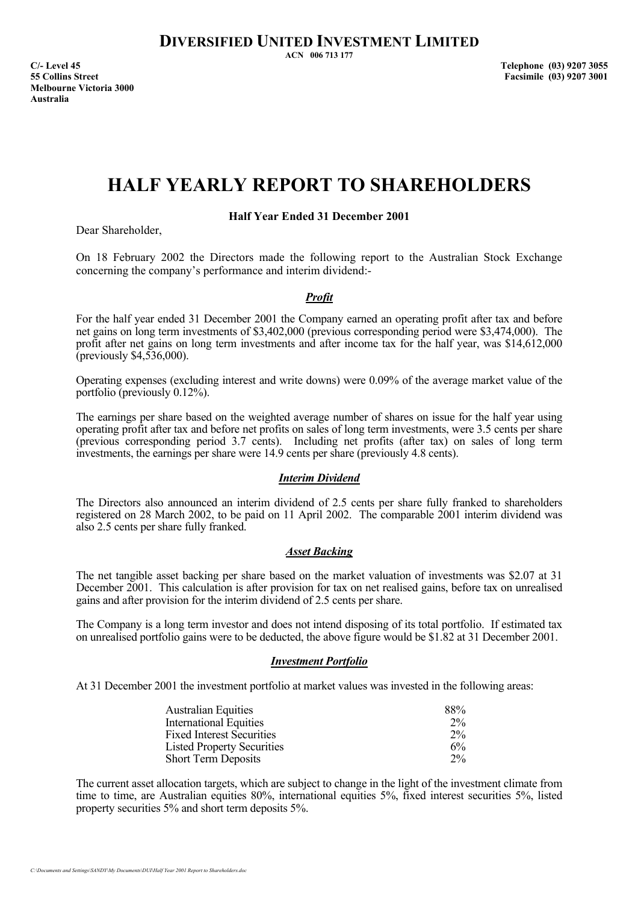# DIVERSIFIED UNITED INVESTMENT LIMITED

ACN 006 713 177

C/- Level 45
55 Collins Street
Melbourne Victoria 3000
Australia

Telephone (03) 9207 3055
Facsimile (03) 9207 3001

# HALF YEARLY REPORT TO SHAREHOLDERS

**Half Year Ended 31 December 2001**

Dear Shareholder,

On 18 February 2002 the Directors made the following report to the Australian Stock Exchange concerning the company's performance and interim dividend:-

### *Profit*

For the half year ended 31 December 2001 the Company earned an operating profit after tax and before net gains on long term investments of $3,402,000 (previous corresponding period were $3,474,000). The profit after net gains on long term investments and after income tax for the half year, was $14,612,000 (previously $4,536,000).

Operating expenses (excluding interest and write downs) were 0.09% of the average market value of the portfolio (previously 0.12%).

The earnings per share based on the weighted average number of shares on issue for the half year using operating profit after tax and before net profits on sales of long term investments, were 3.5 cents per share (previous corresponding period 3.7 cents). Including net profits (after tax) on sales of long term investments, the earnings per share were 14.9 cents per share (previously 4.8 cents).

### *Interim Dividend*

The Directors also announced an interim dividend of 2.5 cents per share fully franked to shareholders registered on 28 March 2002, to be paid on 11 April 2002. The comparable 2001 interim dividend was also 2.5 cents per share fully franked.

### *Asset Backing*

The net tangible asset backing per share based on the market valuation of investments was $2.07 at 31 December 2001. This calculation is after provision for tax on net realised gains, before tax on unrealised gains and after provision for the interim dividend of 2.5 cents per share.

The Company is a long term investor and does not intend disposing of its total portfolio. If estimated tax on unrealised portfolio gains were to be deducted, the above figure would be $1.82 at 31 December 2001.

### *Investment Portfolio*

At 31 December 2001 the investment portfolio at market values was invested in the following areas:

| | |
|---|---|
| Australian Equities | 88% |
| International Equities | 2% |
| Fixed Interest Securities | 2% |
| Listed Property Securities | 6% |
| Short Term Deposits | 2% |

The current asset allocation targets, which are subject to change in the light of the investment climate from time to time, are Australian equities 80%, international equities 5%, fixed interest securities 5%, listed property securities 5% and short term deposits 5%.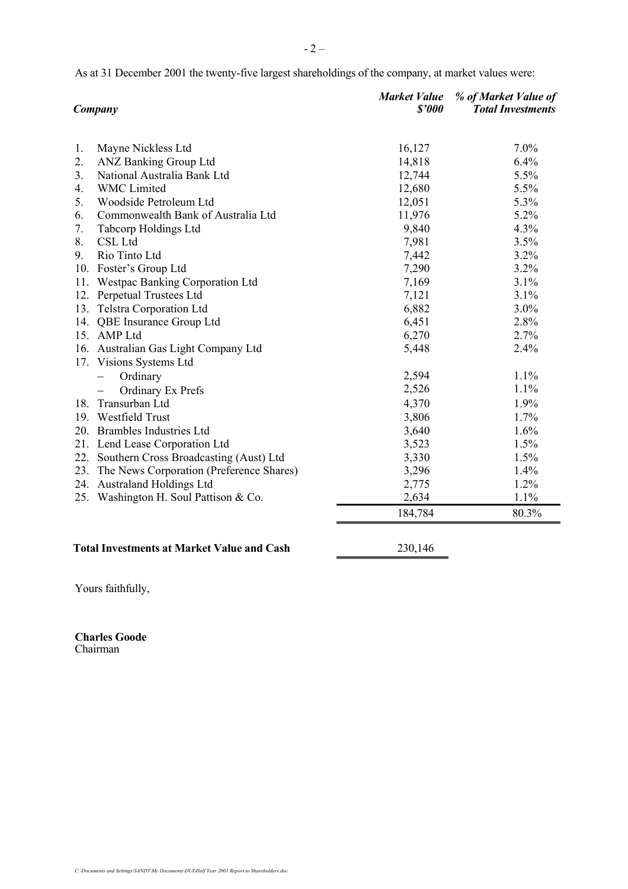As at 31 December 2001 the twenty-five largest shareholdings of the company, at market values were:

| *Company* | *Market Value $'000* | *% of Market Value of Total Investments* |
|---|---|---|
| 1. Mayne Nickless Ltd | 16,127 | 7.0% |
| 2. ANZ Banking Group Ltd | 14,818 | 6.4% |
| 3. National Australia Bank Ltd | 12,744 | 5.5% |
| 4. WMC Limited | 12,680 | 5.5% |
| 5. Woodside Petroleum Ltd | 12,051 | 5.3% |
| 6. Commonwealth Bank of Australia Ltd | 11,976 | 5.2% |
| 7. Tabcorp Holdings Ltd | 9,840 | 4.3% |
| 8. CSL Ltd | 7,981 | 3.5% |
| 9. Rio Tinto Ltd | 7,442 | 3.2% |
| 10. Foster's Group Ltd | 7,290 | 3.2% |
| 11. Westpac Banking Corporation Ltd | 7,169 | 3.1% |
| 12. Perpetual Trustees Ltd | 7,121 | 3.1% |
| 13. Telstra Corporation Ltd | 6,882 | 3.0% |
| 14. QBE Insurance Group Ltd | 6,451 | 2.8% |
| 15. AMP Ltd | 6,270 | 2.7% |
| 16. Australian Gas Light Company Ltd | 5,448 | 2.4% |
| 17. Visions Systems Ltd | | |
| – Ordinary | 2,594 | 1.1% |
| – Ordinary Ex Prefs | 2,526 | 1.1% |
| 18. Transurban Ltd | 4,370 | 1.9% |
| 19. Westfield Trust | 3,806 | 1.7% |
| 20. Brambles Industries Ltd | 3,640 | 1.6% |
| 21. Lend Lease Corporation Ltd | 3,523 | 1.5% |
| 22. Southern Cross Broadcasting (Aust) Ltd | 3,330 | 1.5% |
| 23. The News Corporation (Preference Shares) | 3,296 | 1.4% |
| 24. Australand Holdings Ltd | 2,775 | 1.2% |
| 25. Washington H. Soul Pattison & Co. | 2,634 | 1.1% |
| | 184,784 | 80.3% |
| **Total Investments at Market Value and Cash** | 230,146 | |

Yours faithfully,

**Charles Goode**
Chairman

C:\Documents and Settings\SANDY\My Documents\DUI\Half Year 2001 Report to Shareholders.doc